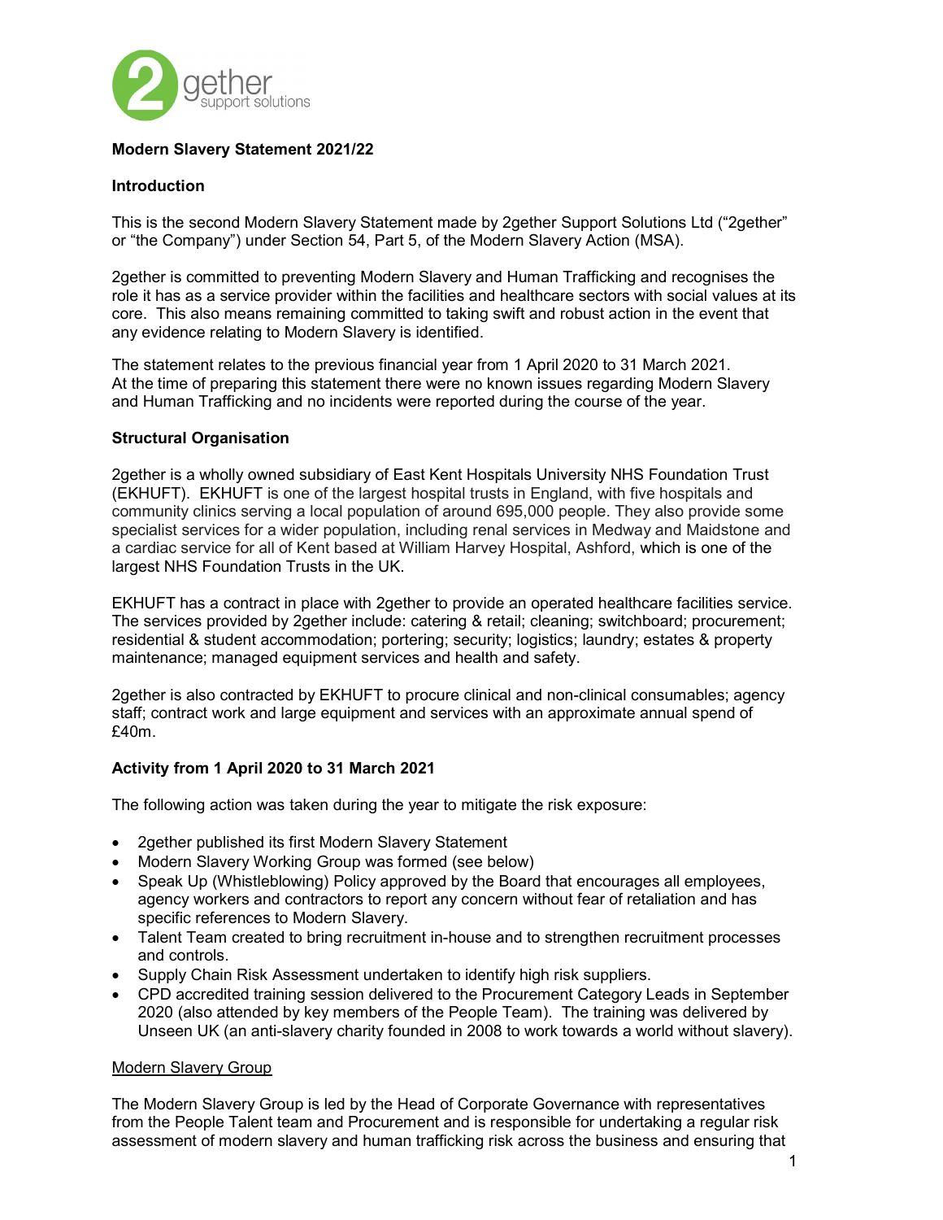**Modern Slavery Statement 2021/22**

**Introduction**

This is the second Modern Slavery Statement made by 2gether Support Solutions Ltd ("2gether" or "the Company") under Section 54, Part 5, of the Modern Slavery Action (MSA).

2gether is committed to preventing Modern Slavery and Human Trafficking and recognises the role it has as a service provider within the facilities and healthcare sectors with social values at its core. This also means remaining committed to taking swift and robust action in the event that any evidence relating to Modern Slavery is identified.

The statement relates to the previous financial year from 1 April 2020 to 31 March 2021. At the time of preparing this statement there were no known issues regarding Modern Slavery and Human Trafficking and no incidents were reported during the course of the year.

**Structural Organisation**

2gether is a wholly owned subsidiary of East Kent Hospitals University NHS Foundation Trust (EKHUFT). EKHUFT is one of the largest hospital trusts in England, with five hospitals and community clinics serving a local population of around 695,000 people. They also provide some specialist services for a wider population, including renal services in Medway and Maidstone and a cardiac service for all of Kent based at William Harvey Hospital, Ashford, which is one of the largest NHS Foundation Trusts in the UK.

EKHUFT has a contract in place with 2gether to provide an operated healthcare facilities service. The services provided by 2gether include: catering & retail; cleaning; switchboard; procurement; residential & student accommodation; portering; security; logistics; laundry; estates & property maintenance; managed equipment services and health and safety.

2gether is also contracted by EKHUFT to procure clinical and non-clinical consumables; agency staff; contract work and large equipment and services with an approximate annual spend of £40m.

**Activity from 1 April 2020 to 31 March 2021**

The following action was taken during the year to mitigate the risk exposure:

- 2gether published its first Modern Slavery Statement
- Modern Slavery Working Group was formed (see below)
- Speak Up (Whistleblowing) Policy approved by the Board that encourages all employees, agency workers and contractors to report any concern without fear of retaliation and has specific references to Modern Slavery.
- Talent Team created to bring recruitment in-house and to strengthen recruitment processes and controls.
- Supply Chain Risk Assessment undertaken to identify high risk suppliers.
- CPD accredited training session delivered to the Procurement Category Leads in September 2020 (also attended by key members of the People Team). The training was delivered by Unseen UK (an anti-slavery charity founded in 2008 to work towards a world without slavery).

<u>Modern Slavery Group</u>

The Modern Slavery Group is led by the Head of Corporate Governance with representatives from the People Talent team and Procurement and is responsible for undertaking a regular risk assessment of modern slavery and human trafficking risk across the business and ensuring that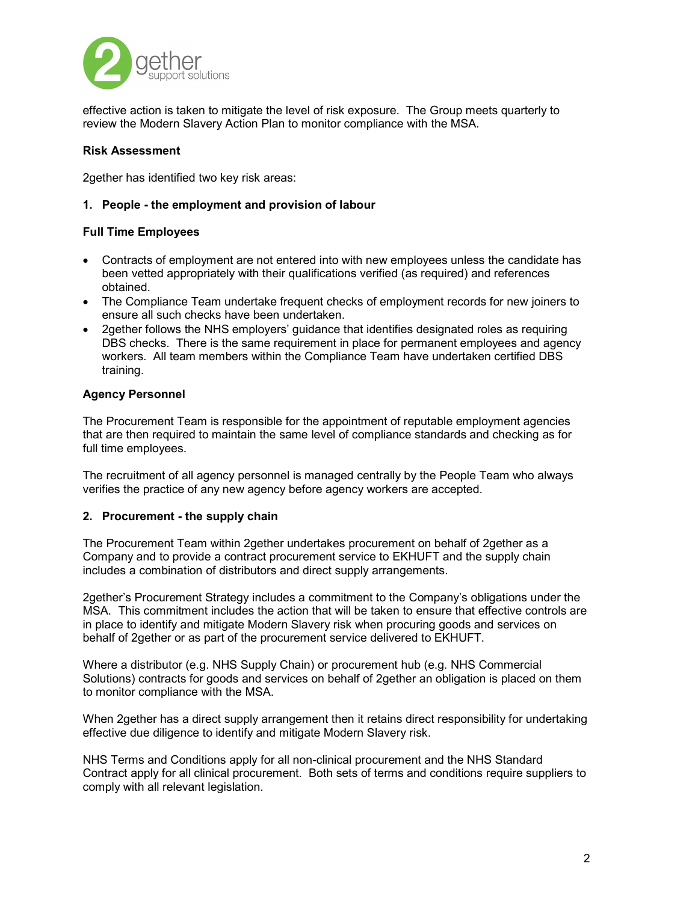effective action is taken to mitigate the level of risk exposure. The Group meets quarterly to review the Modern Slavery Action Plan to monitor compliance with the MSA.

**Risk Assessment**

2gether has identified two key risk areas:

**1. People - the employment and provision of labour**

**Full Time Employees**

- Contracts of employment are not entered into with new employees unless the candidate has been vetted appropriately with their qualifications verified (as required) and references obtained.
- The Compliance Team undertake frequent checks of employment records for new joiners to ensure all such checks have been undertaken.
- 2gether follows the NHS employers' guidance that identifies designated roles as requiring DBS checks. There is the same requirement in place for permanent employees and agency workers. All team members within the Compliance Team have undertaken certified DBS training.

**Agency Personnel**

The Procurement Team is responsible for the appointment of reputable employment agencies that are then required to maintain the same level of compliance standards and checking as for full time employees.

The recruitment of all agency personnel is managed centrally by the People Team who always verifies the practice of any new agency before agency workers are accepted.

**2. Procurement - the supply chain**

The Procurement Team within 2gether undertakes procurement on behalf of 2gether as a Company and to provide a contract procurement service to EKHUFT and the supply chain includes a combination of distributors and direct supply arrangements.

2gether's Procurement Strategy includes a commitment to the Company's obligations under the MSA. This commitment includes the action that will be taken to ensure that effective controls are in place to identify and mitigate Modern Slavery risk when procuring goods and services on behalf of 2gether or as part of the procurement service delivered to EKHUFT.

Where a distributor (e.g. NHS Supply Chain) or procurement hub (e.g. NHS Commercial Solutions) contracts for goods and services on behalf of 2gether an obligation is placed on them to monitor compliance with the MSA.

When 2gether has a direct supply arrangement then it retains direct responsibility for undertaking effective due diligence to identify and mitigate Modern Slavery risk.

NHS Terms and Conditions apply for all non-clinical procurement and the NHS Standard Contract apply for all clinical procurement. Both sets of terms and conditions require suppliers to comply with all relevant legislation.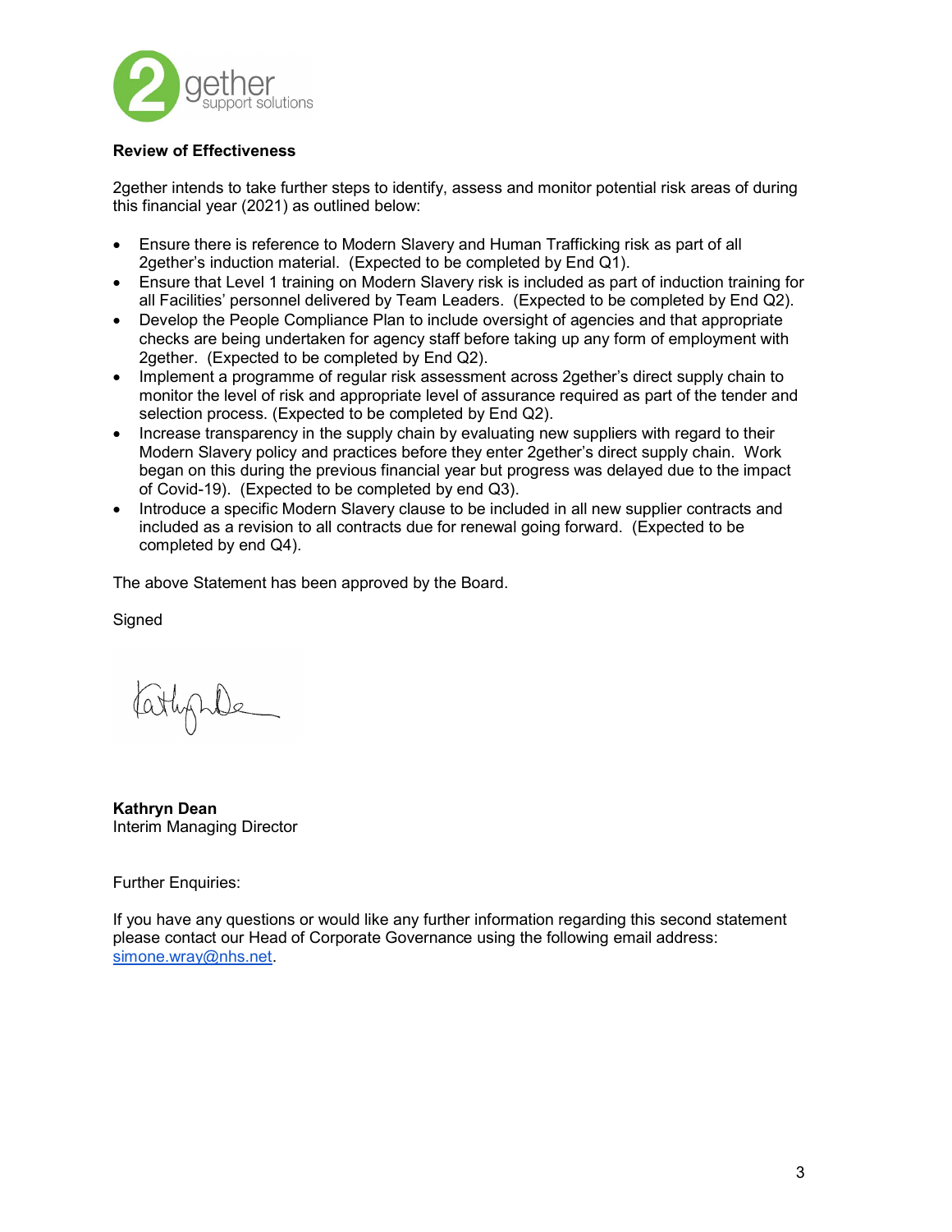**Review of Effectiveness**

2gether intends to take further steps to identify, assess and monitor potential risk areas of during this financial year (2021) as outlined below:

- Ensure there is reference to Modern Slavery and Human Trafficking risk as part of all 2gether's induction material. (Expected to be completed by End Q1).
- Ensure that Level 1 training on Modern Slavery risk is included as part of induction training for all Facilities' personnel delivered by Team Leaders. (Expected to be completed by End Q2).
- Develop the People Compliance Plan to include oversight of agencies and that appropriate checks are being undertaken for agency staff before taking up any form of employment with 2gether. (Expected to be completed by End Q2).
- Implement a programme of regular risk assessment across 2gether's direct supply chain to monitor the level of risk and appropriate level of assurance required as part of the tender and selection process. (Expected to be completed by End Q2).
- Increase transparency in the supply chain by evaluating new suppliers with regard to their Modern Slavery policy and practices before they enter 2gether's direct supply chain. Work began on this during the previous financial year but progress was delayed due to the impact of Covid-19). (Expected to be completed by end Q3).
- Introduce a specific Modern Slavery clause to be included in all new supplier contracts and included as a revision to all contracts due for renewal going forward. (Expected to be completed by end Q4).

The above Statement has been approved by the Board.

Signed

**Kathryn Dean**
Interim Managing Director

Further Enquiries:

If you have any questions or would like any further information regarding this second statement please contact our Head of Corporate Governance using the following email address: simone.wray@nhs.net.